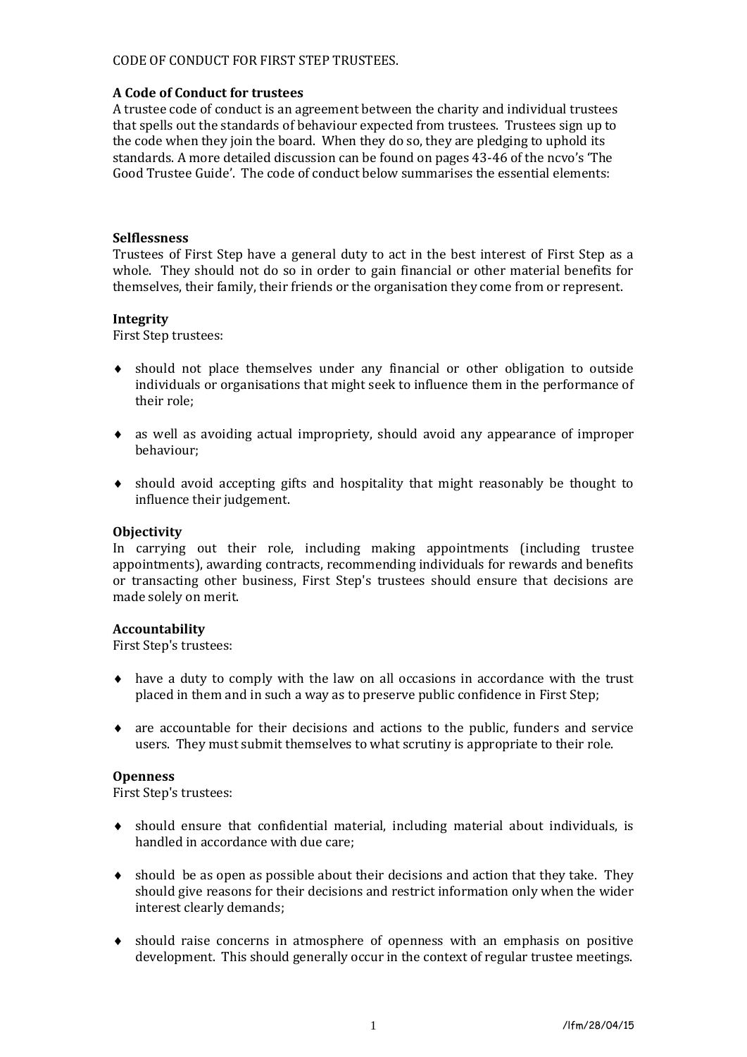CODE OF CONDUCT FOR FIRST STEP TRUSTEES.

**A Code of Conduct for trustees**

A trustee code of conduct is an agreement between the charity and individual trustees that spells out the standards of behaviour expected from trustees. Trustees sign up to the code when they join the board. When they do so, they are pledging to uphold its standards. A more detailed discussion can be found on pages 43-46 of the ncvo's 'The Good Trustee Guide'. The code of conduct below summarises the essential elements:

**Selflessness**

Trustees of First Step have a general duty to act in the best interest of First Step as a whole. They should not do so in order to gain financial or other material benefits for themselves, their family, their friends or the organisation they come from or represent.

**Integrity**

First Step trustees:

- should not place themselves under any financial or other obligation to outside individuals or organisations that might seek to influence them in the performance of their role;
- as well as avoiding actual impropriety, should avoid any appearance of improper behaviour;
- should avoid accepting gifts and hospitality that might reasonably be thought to influence their judgement.

**Objectivity**

In carrying out their role, including making appointments (including trustee appointments), awarding contracts, recommending individuals for rewards and benefits or transacting other business, First Step's trustees should ensure that decisions are made solely on merit.

**Accountability**

First Step's trustees:

- have a duty to comply with the law on all occasions in accordance with the trust placed in them and in such a way as to preserve public confidence in First Step;
- are accountable for their decisions and actions to the public, funders and service users. They must submit themselves to what scrutiny is appropriate to their role.

**Openness**

First Step's trustees:

- should ensure that confidential material, including material about individuals, is handled in accordance with due care;
- should be as open as possible about their decisions and action that they take. They should give reasons for their decisions and restrict information only when the wider interest clearly demands;
- should raise concerns in atmosphere of openness with an emphasis on positive development. This should generally occur in the context of regular trustee meetings.

/lfm/28/04/15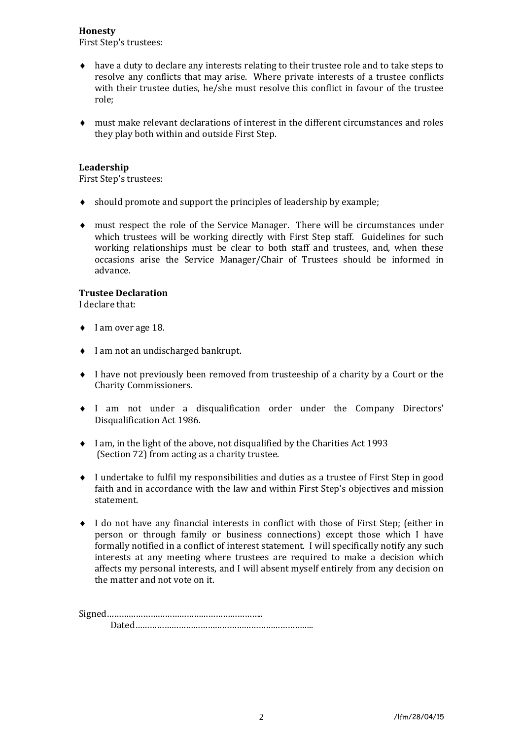**Honesty**

First Step's trustees:

- have a duty to declare any interests relating to their trustee role and to take steps to resolve any conflicts that may arise. Where private interests of a trustee conflicts with their trustee duties, he/she must resolve this conflict in favour of the trustee role;
- must make relevant declarations of interest in the different circumstances and roles they play both within and outside First Step.

**Leadership**

First Step's trustees:

- should promote and support the principles of leadership by example;
- must respect the role of the Service Manager. There will be circumstances under which trustees will be working directly with First Step staff. Guidelines for such working relationships must be clear to both staff and trustees, and, when these occasions arise the Service Manager/Chair of Trustees should be informed in advance.

**Trustee Declaration**

I declare that:

- I am over age 18.
- I am not an undischarged bankrupt.
- I have not previously been removed from trusteeship of a charity by a Court or the Charity Commissioners.
- I am not under a disqualification order under the Company Directors' Disqualification Act 1986.
- I am, in the light of the above, not disqualified by the Charities Act 1993 (Section 72) from acting as a charity trustee.
- I undertake to fulfil my responsibilities and duties as a trustee of First Step in good faith and in accordance with the law and within First Step's objectives and mission statement.
- I do not have any financial interests in conflict with those of First Step; (either in person or through family or business connections) except those which I have formally notified in a conflict of interest statement. I will specifically notify any such interests at any meeting where trustees are required to make a decision which affects my personal interests, and I will absent myself entirely from any decision on the matter and not vote on it.

Signed……………………………………………………..

Dated……………………………………………………………..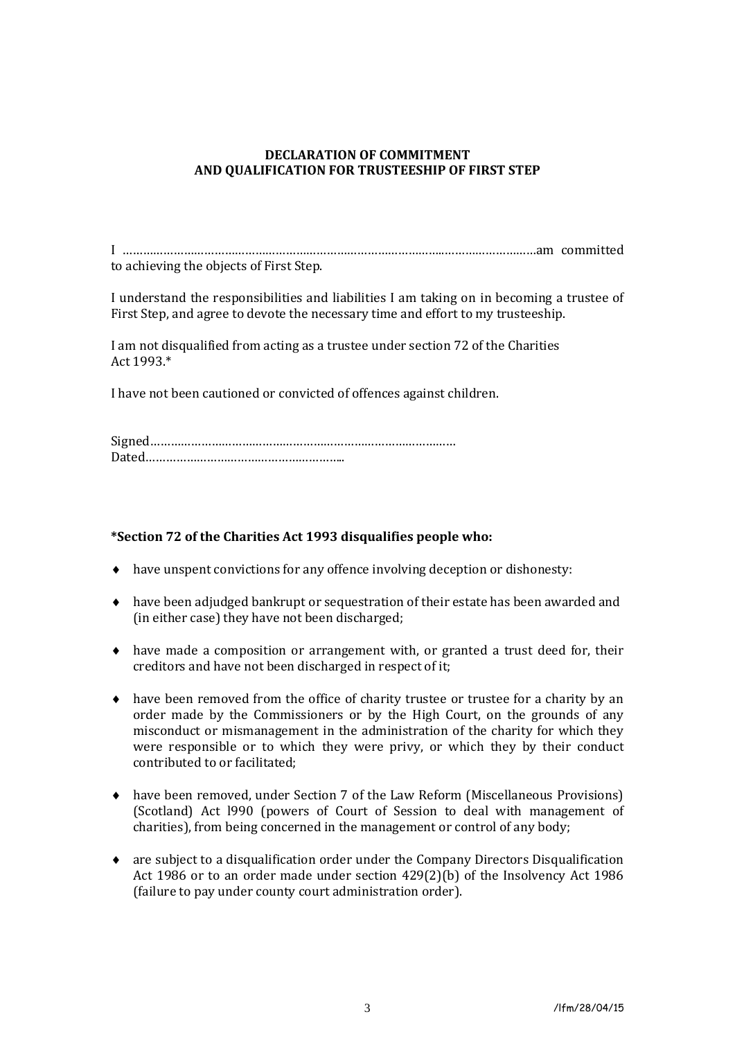**DECLARATION OF COMMITMENT AND QUALIFICATION FOR TRUSTEESHIP OF FIRST STEP**

I ………………………………………………………………………………………………………am committed to achieving the objects of First Step.

I understand the responsibilities and liabilities I am taking on in becoming a trustee of First Step, and agree to devote the necessary time and effort to my trusteeship.

I am not disqualified from acting as a trustee under section 72 of the Charities Act 1993.*

I have not been cautioned or convicted of offences against children.

Signed………………………………………………………………………………
Dated…………………………………………………...

**\*Section 72 of the Charities Act 1993 disqualifies people who:**

- have unspent convictions for any offence involving deception or dishonesty:
- have been adjudged bankrupt or sequestration of their estate has been awarded and (in either case) they have not been discharged;
- have made a composition or arrangement with, or granted a trust deed for, their creditors and have not been discharged in respect of it;
- have been removed from the office of charity trustee or trustee for a charity by an order made by the Commissioners or by the High Court, on the grounds of any misconduct or mismanagement in the administration of the charity for which they were responsible or to which they were privy, or which they by their conduct contributed to or facilitated;
- have been removed, under Section 7 of the Law Reform (Miscellaneous Provisions) (Scotland) Act l990 (powers of Court of Session to deal with management of charities), from being concerned in the management or control of any body;
- are subject to a disqualification order under the Company Directors Disqualification Act 1986 or to an order made under section 429(2)(b) of the Insolvency Act 1986 (failure to pay under county court administration order).

/lfm/28/04/15